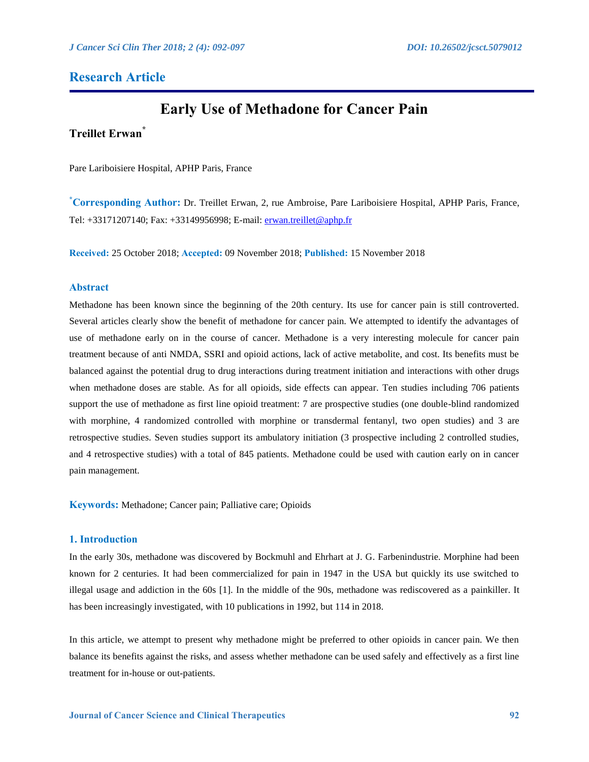## Research Article

# Early Use of Methadone for Cancer Pain

**Treillet Erwan***

Pare Lariboisiere Hospital, APHP Paris, France

***Corresponding Author:** Dr. Treillet Erwan, 2, rue Ambroise, Pare Lariboisiere Hospital, APHP Paris, France, Tel: +33171207140; Fax: +33149956998; E-mail: erwan.treillet@aphp.fr

**Received:** 25 October 2018; **Accepted:** 09 November 2018; **Published:** 15 November 2018

### Abstract

Methadone has been known since the beginning of the 20th century. Its use for cancer pain is still controverted. Several articles clearly show the benefit of methadone for cancer pain. We attempted to identify the advantages of use of methadone early on in the course of cancer. Methadone is a very interesting molecule for cancer pain treatment because of anti NMDA, SSRI and opioid actions, lack of active metabolite, and cost. Its benefits must be balanced against the potential drug to drug interactions during treatment initiation and interactions with other drugs when methadone doses are stable. As for all opioids, side effects can appear. Ten studies including 706 patients support the use of methadone as first line opioid treatment: 7 are prospective studies (one double-blind randomized with morphine, 4 randomized controlled with morphine or transdermal fentanyl, two open studies) and 3 are retrospective studies. Seven studies support its ambulatory initiation (3 prospective including 2 controlled studies, and 4 retrospective studies) with a total of 845 patients. Methadone could be used with caution early on in cancer pain management.

**Keywords:** Methadone; Cancer pain; Palliative care; Opioids

### 1. Introduction

In the early 30s, methadone was discovered by Bockmuhl and Ehrhart at J. G. Farbenindustrie. Morphine had been known for 2 centuries. It had been commercialized for pain in 1947 in the USA but quickly its use switched to illegal usage and addiction in the 60s [1]. In the middle of the 90s, methadone was rediscovered as a painkiller. It has been increasingly investigated, with 10 publications in 1992, but 114 in 2018.

In this article, we attempt to present why methadone might be preferred to other opioids in cancer pain. We then balance its benefits against the risks, and assess whether methadone can be used safely and effectively as a first line treatment for in-house or out-patients.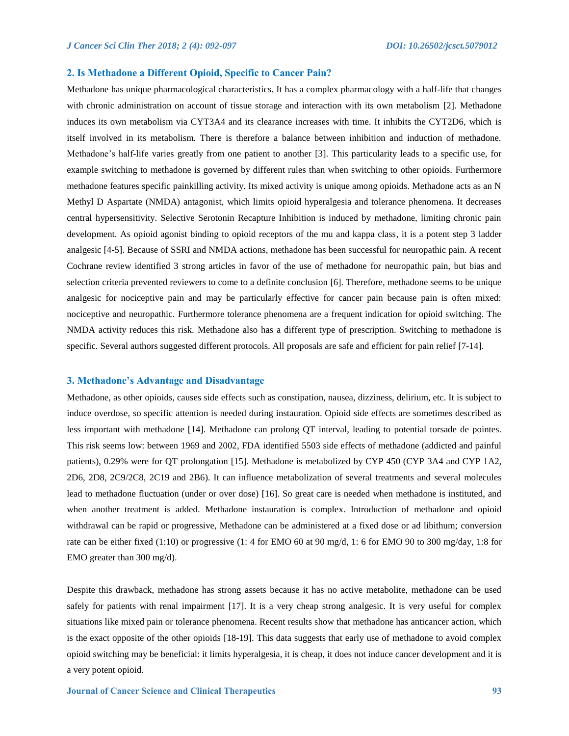## 2. Is Methadone a Different Opioid, Specific to Cancer Pain?

Methadone has unique pharmacological characteristics. It has a complex pharmacology with a half-life that changes with chronic administration on account of tissue storage and interaction with its own metabolism [2]. Methadone induces its own metabolism via CYT3A4 and its clearance increases with time. It inhibits the CYT2D6, which is itself involved in its metabolism. There is therefore a balance between inhibition and induction of methadone. Methadone's half-life varies greatly from one patient to another [3]. This particularity leads to a specific use, for example switching to methadone is governed by different rules than when switching to other opioids. Furthermore methadone features specific painkilling activity. Its mixed activity is unique among opioids. Methadone acts as an N Methyl D Aspartate (NMDA) antagonist, which limits opioid hyperalgesia and tolerance phenomena. It decreases central hypersensitivity. Selective Serotonin Recapture Inhibition is induced by methadone, limiting chronic pain development. As opioid agonist binding to opioid receptors of the mu and kappa class, it is a potent step 3 ladder analgesic [4-5]. Because of SSRI and NMDA actions, methadone has been successful for neuropathic pain. A recent Cochrane review identified 3 strong articles in favor of the use of methadone for neuropathic pain, but bias and selection criteria prevented reviewers to come to a definite conclusion [6]. Therefore, methadone seems to be unique analgesic for nociceptive pain and may be particularly effective for cancer pain because pain is often mixed: nociceptive and neuropathic. Furthermore tolerance phenomena are a frequent indication for opioid switching. The NMDA activity reduces this risk. Methadone also has a different type of prescription. Switching to methadone is specific. Several authors suggested different protocols. All proposals are safe and efficient for pain relief [7-14].

## 3. Methadone's Advantage and Disadvantage

Methadone, as other opioids, causes side effects such as constipation, nausea, dizziness, delirium, etc. It is subject to induce overdose, so specific attention is needed during instauration. Opioid side effects are sometimes described as less important with methadone [14]. Methadone can prolong QT interval, leading to potential torsade de pointes. This risk seems low: between 1969 and 2002, FDA identified 5503 side effects of methadone (addicted and painful patients), 0.29% were for QT prolongation [15]. Methadone is metabolized by CYP 450 (CYP 3A4 and CYP 1A2, 2D6, 2D8, 2C9/2C8, 2C19 and 2B6). It can influence metabolization of several treatments and several molecules lead to methadone fluctuation (under or over dose) [16]. So great care is needed when methadone is instituted, and when another treatment is added. Methadone instauration is complex. Introduction of methadone and opioid withdrawal can be rapid or progressive, Methadone can be administered at a fixed dose or ad libithum; conversion rate can be either fixed (1:10) or progressive (1: 4 for EMO 60 at 90 mg/d, 1: 6 for EMO 90 to 300 mg/day, 1:8 for EMO greater than 300 mg/d).

Despite this drawback, methadone has strong assets because it has no active metabolite, methadone can be used safely for patients with renal impairment [17]. It is a very cheap strong analgesic. It is very useful for complex situations like mixed pain or tolerance phenomena. Recent results show that methadone has anticancer action, which is the exact opposite of the other opioids [18-19]. This data suggests that early use of methadone to avoid complex opioid switching may be beneficial: it limits hyperalgesia, it is cheap, it does not induce cancer development and it is a very potent opioid.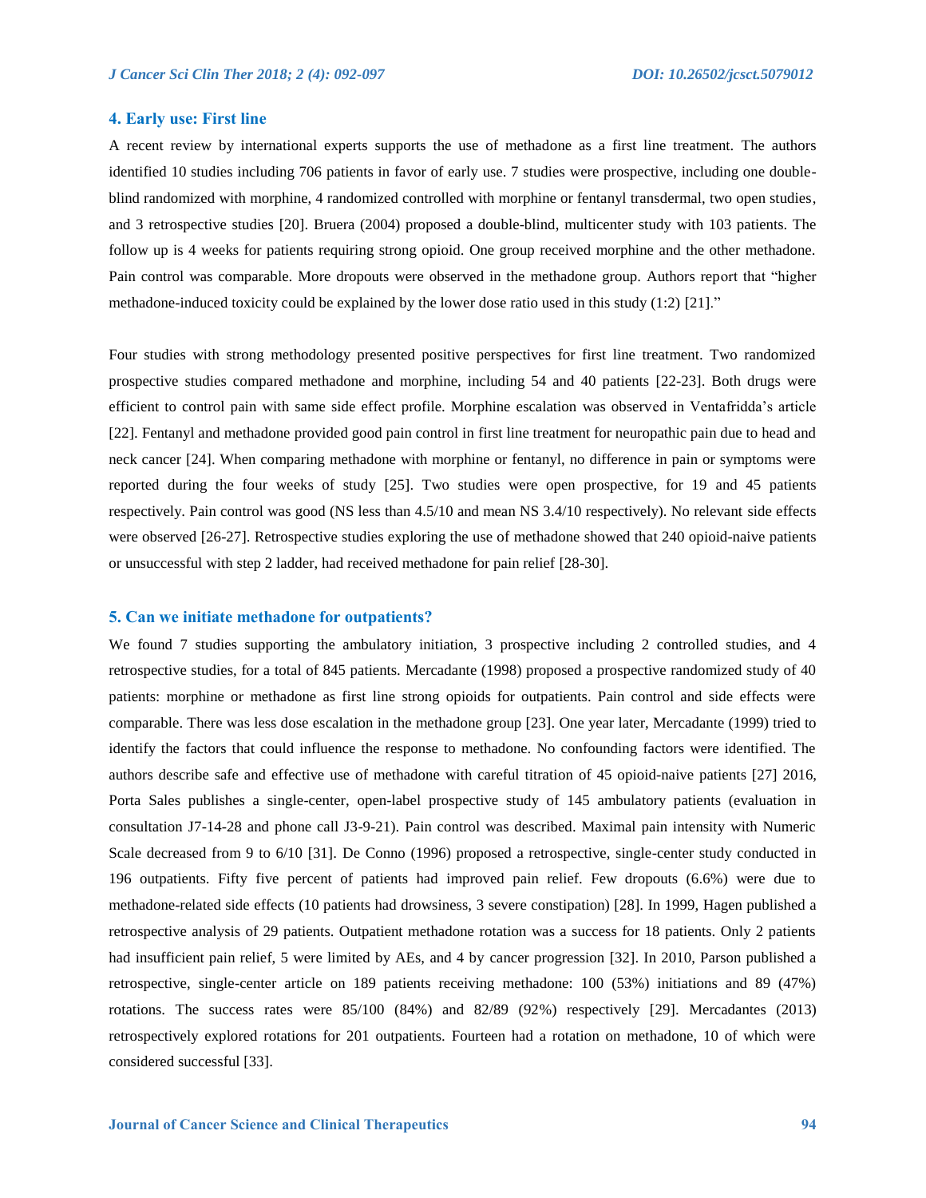## 4. Early use: First line

A recent review by international experts supports the use of methadone as a first line treatment. The authors identified 10 studies including 706 patients in favor of early use. 7 studies were prospective, including one double-blind randomized with morphine, 4 randomized controlled with morphine or fentanyl transdermal, two open studies, and 3 retrospective studies [20]. Bruera (2004) proposed a double-blind, multicenter study with 103 patients. The follow up is 4 weeks for patients requiring strong opioid. One group received morphine and the other methadone. Pain control was comparable. More dropouts were observed in the methadone group. Authors report that "higher methadone-induced toxicity could be explained by the lower dose ratio used in this study (1:2) [21]."

Four studies with strong methodology presented positive perspectives for first line treatment. Two randomized prospective studies compared methadone and morphine, including 54 and 40 patients [22-23]. Both drugs were efficient to control pain with same side effect profile. Morphine escalation was observed in Ventafridda's article [22]. Fentanyl and methadone provided good pain control in first line treatment for neuropathic pain due to head and neck cancer [24]. When comparing methadone with morphine or fentanyl, no difference in pain or symptoms were reported during the four weeks of study [25]. Two studies were open prospective, for 19 and 45 patients respectively. Pain control was good (NS less than 4.5/10 and mean NS 3.4/10 respectively). No relevant side effects were observed [26-27]. Retrospective studies exploring the use of methadone showed that 240 opioid-naive patients or unsuccessful with step 2 ladder, had received methadone for pain relief [28-30].

## 5. Can we initiate methadone for outpatients?

We found 7 studies supporting the ambulatory initiation, 3 prospective including 2 controlled studies, and 4 retrospective studies, for a total of 845 patients. Mercadante (1998) proposed a prospective randomized study of 40 patients: morphine or methadone as first line strong opioids for outpatients. Pain control and side effects were comparable. There was less dose escalation in the methadone group [23]. One year later, Mercadante (1999) tried to identify the factors that could influence the response to methadone. No confounding factors were identified. The authors describe safe and effective use of methadone with careful titration of 45 opioid-naive patients [27] 2016, Porta Sales publishes a single-center, open-label prospective study of 145 ambulatory patients (evaluation in consultation J7-14-28 and phone call J3-9-21). Pain control was described. Maximal pain intensity with Numeric Scale decreased from 9 to 6/10 [31]. De Conno (1996) proposed a retrospective, single-center study conducted in 196 outpatients. Fifty five percent of patients had improved pain relief. Few dropouts (6.6%) were due to methadone-related side effects (10 patients had drowsiness, 3 severe constipation) [28]. In 1999, Hagen published a retrospective analysis of 29 patients. Outpatient methadone rotation was a success for 18 patients. Only 2 patients had insufficient pain relief, 5 were limited by AEs, and 4 by cancer progression [32]. In 2010, Parson published a retrospective, single-center article on 189 patients receiving methadone: 100 (53%) initiations and 89 (47%) rotations. The success rates were 85/100 (84%) and 82/89 (92%) respectively [29]. Mercadantes (2013) retrospectively explored rotations for 201 outpatients. Fourteen had a rotation on methadone, 10 of which were considered successful [33].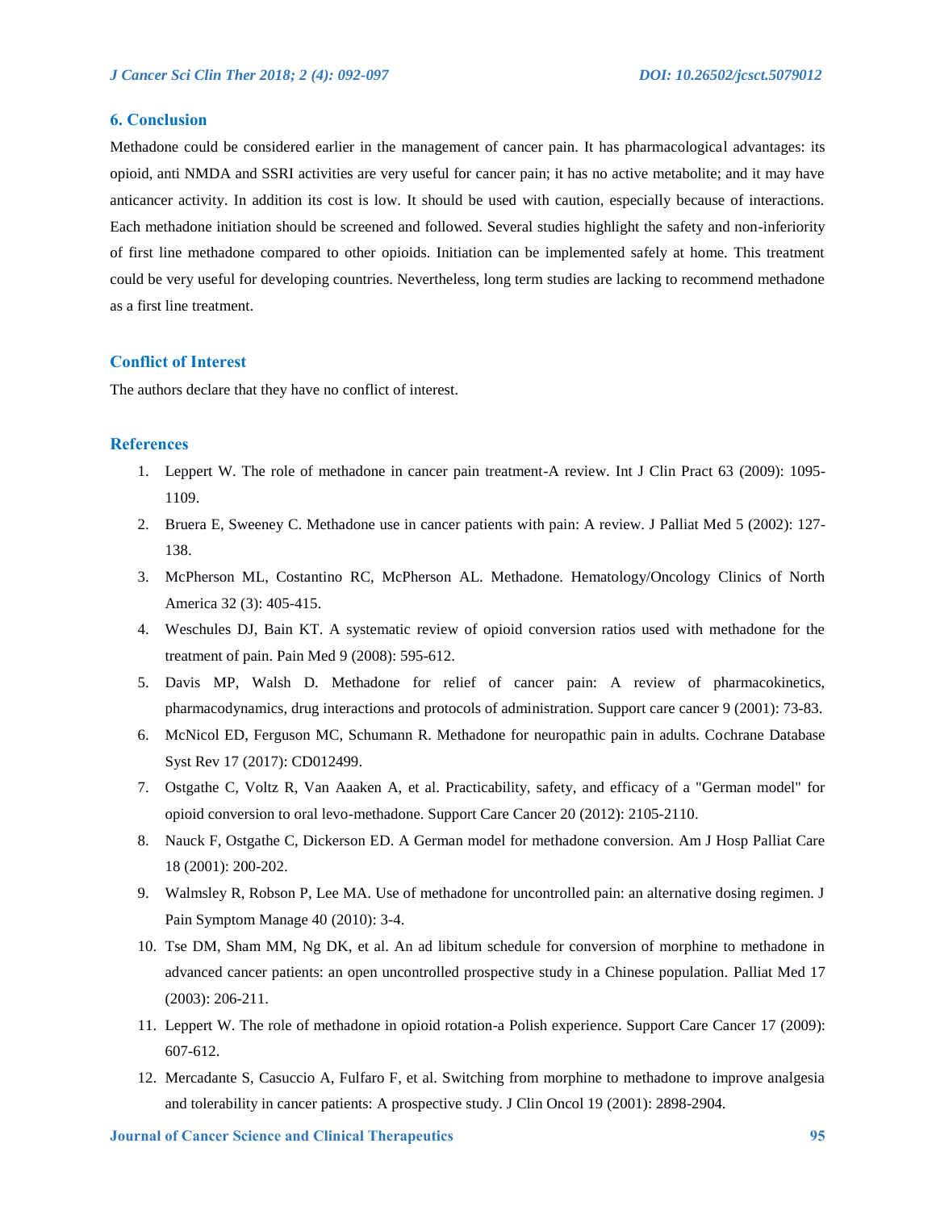## 6. Conclusion

Methadone could be considered earlier in the management of cancer pain. It has pharmacological advantages: its opioid, anti NMDA and SSRI activities are very useful for cancer pain; it has no active metabolite; and it may have anticancer activity. In addition its cost is low. It should be used with caution, especially because of interactions. Each methadone initiation should be screened and followed. Several studies highlight the safety and non-inferiority of first line methadone compared to other opioids. Initiation can be implemented safely at home. This treatment could be very useful for developing countries. Nevertheless, long term studies are lacking to recommend methadone as a first line treatment.

## Conflict of Interest

The authors declare that they have no conflict of interest.

## References

1. Leppert W. The role of methadone in cancer pain treatment-A review. Int J Clin Pract 63 (2009): 1095-1109.
2. Bruera E, Sweeney C. Methadone use in cancer patients with pain: A review. J Palliat Med 5 (2002): 127-138.
3. McPherson ML, Costantino RC, McPherson AL. Methadone. Hematology/Oncology Clinics of North America 32 (3): 405-415.
4. Weschules DJ, Bain KT. A systematic review of opioid conversion ratios used with methadone for the treatment of pain. Pain Med 9 (2008): 595-612.
5. Davis MP, Walsh D. Methadone for relief of cancer pain: A review of pharmacokinetics, pharmacodynamics, drug interactions and protocols of administration. Support care cancer 9 (2001): 73-83.
6. McNicol ED, Ferguson MC, Schumann R. Methadone for neuropathic pain in adults. Cochrane Database Syst Rev 17 (2017): CD012499.
7. Ostgathe C, Voltz R, Van Aaaken A, et al. Practicability, safety, and efficacy of a "German model" for opioid conversion to oral levo-methadone. Support Care Cancer 20 (2012): 2105-2110.
8. Nauck F, Ostgathe C, Dickerson ED. A German model for methadone conversion. Am J Hosp Palliat Care 18 (2001): 200-202.
9. Walmsley R, Robson P, Lee MA. Use of methadone for uncontrolled pain: an alternative dosing regimen. J Pain Symptom Manage 40 (2010): 3-4.
10. Tse DM, Sham MM, Ng DK, et al. An ad libitum schedule for conversion of morphine to methadone in advanced cancer patients: an open uncontrolled prospective study in a Chinese population. Palliat Med 17 (2003): 206-211.
11. Leppert W. The role of methadone in opioid rotation-a Polish experience. Support Care Cancer 17 (2009): 607-612.
12. Mercadante S, Casuccio A, Fulfaro F, et al. Switching from morphine to methadone to improve analgesia and tolerability in cancer patients: A prospective study. J Clin Oncol 19 (2001): 2898-2904.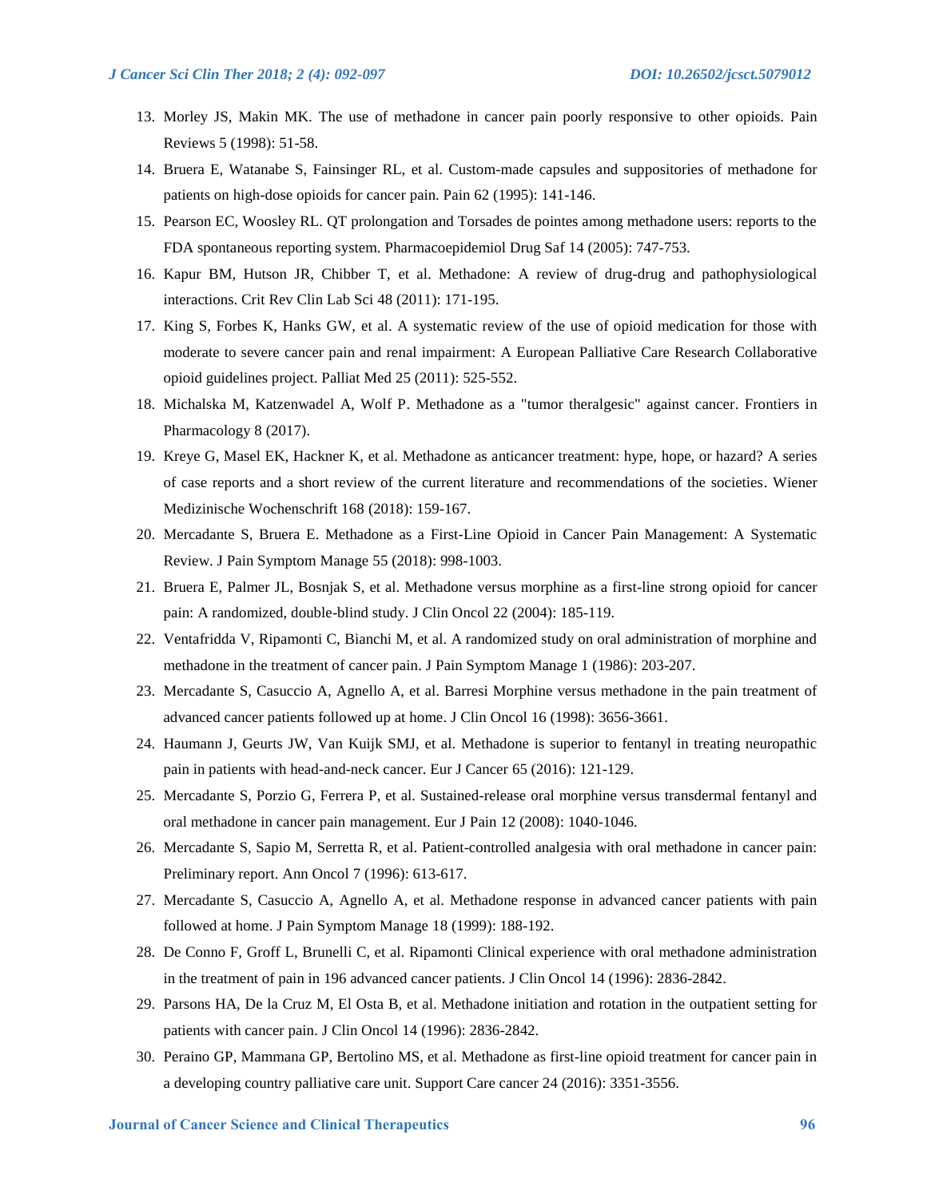13. Morley JS, Makin MK. The use of methadone in cancer pain poorly responsive to other opioids. Pain Reviews 5 (1998): 51-58.
14. Bruera E, Watanabe S, Fainsinger RL, et al. Custom-made capsules and suppositories of methadone for patients on high-dose opioids for cancer pain. Pain 62 (1995): 141-146.
15. Pearson EC, Woosley RL. QT prolongation and Torsades de pointes among methadone users: reports to the FDA spontaneous reporting system. Pharmacoepidemiol Drug Saf 14 (2005): 747-753.
16. Kapur BM, Hutson JR, Chibber T, et al. Methadone: A review of drug-drug and pathophysiological interactions. Crit Rev Clin Lab Sci 48 (2011): 171-195.
17. King S, Forbes K, Hanks GW, et al. A systematic review of the use of opioid medication for those with moderate to severe cancer pain and renal impairment: A European Palliative Care Research Collaborative opioid guidelines project. Palliat Med 25 (2011): 525-552.
18. Michalska M, Katzenwadel A, Wolf P. Methadone as a "tumor theralgesic" against cancer. Frontiers in Pharmacology 8 (2017).
19. Kreye G, Masel EK, Hackner K, et al. Methadone as anticancer treatment: hype, hope, or hazard? A series of case reports and a short review of the current literature and recommendations of the societies. Wiener Medizinische Wochenschrift 168 (2018): 159-167.
20. Mercadante S, Bruera E. Methadone as a First-Line Opioid in Cancer Pain Management: A Systematic Review. J Pain Symptom Manage 55 (2018): 998-1003.
21. Bruera E, Palmer JL, Bosnjak S, et al. Methadone versus morphine as a first-line strong opioid for cancer pain: A randomized, double-blind study. J Clin Oncol 22 (2004): 185-119.
22. Ventafridda V, Ripamonti C, Bianchi M, et al. A randomized study on oral administration of morphine and methadone in the treatment of cancer pain. J Pain Symptom Manage 1 (1986): 203-207.
23. Mercadante S, Casuccio A, Agnello A, et al. Barresi Morphine versus methadone in the pain treatment of advanced cancer patients followed up at home. J Clin Oncol 16 (1998): 3656-3661.
24. Haumann J, Geurts JW, Van Kuijk SMJ, et al. Methadone is superior to fentanyl in treating neuropathic pain in patients with head-and-neck cancer. Eur J Cancer 65 (2016): 121-129.
25. Mercadante S, Porzio G, Ferrera P, et al. Sustained-release oral morphine versus transdermal fentanyl and oral methadone in cancer pain management. Eur J Pain 12 (2008): 1040-1046.
26. Mercadante S, Sapio M, Serretta R, et al. Patient-controlled analgesia with oral methadone in cancer pain: Preliminary report. Ann Oncol 7 (1996): 613-617.
27. Mercadante S, Casuccio A, Agnello A, et al. Methadone response in advanced cancer patients with pain followed at home. J Pain Symptom Manage 18 (1999): 188-192.
28. De Conno F, Groff L, Brunelli C, et al. Ripamonti Clinical experience with oral methadone administration in the treatment of pain in 196 advanced cancer patients. J Clin Oncol 14 (1996): 2836-2842.
29. Parsons HA, De la Cruz M, El Osta B, et al. Methadone initiation and rotation in the outpatient setting for patients with cancer pain. J Clin Oncol 14 (1996): 2836-2842.
30. Peraino GP, Mammana GP, Bertolino MS, et al. Methadone as first-line opioid treatment for cancer pain in a developing country palliative care unit. Support Care cancer 24 (2016): 3351-3556.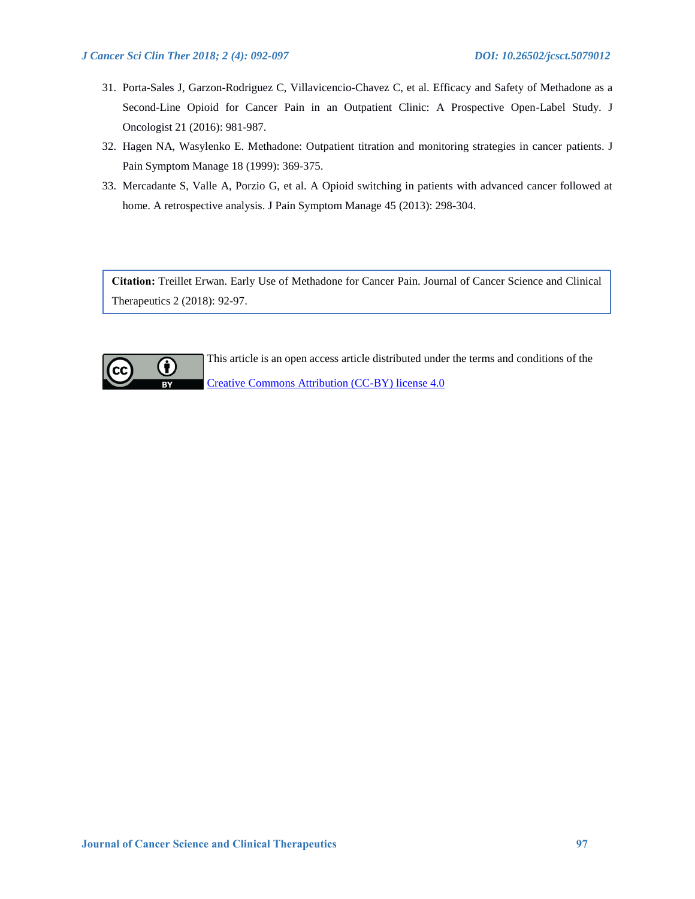31. Porta-Sales J, Garzon-Rodriguez C, Villavicencio-Chavez C, et al. Efficacy and Safety of Methadone as a Second-Line Opioid for Cancer Pain in an Outpatient Clinic: A Prospective Open-Label Study. J Oncologist 21 (2016): 981-987.
32. Hagen NA, Wasylenko E. Methadone: Outpatient titration and monitoring strategies in cancer patients. J Pain Symptom Manage 18 (1999): 369-375.
33. Mercadante S, Valle A, Porzio G, et al. A Opioid switching in patients with advanced cancer followed at home. A retrospective analysis. J Pain Symptom Manage 45 (2013): 298-304.

**Citation:** Treillet Erwan. Early Use of Methadone for Cancer Pain. Journal of Cancer Science and Clinical Therapeutics 2 (2018): 92-97.

This article is an open access article distributed under the terms and conditions of the Creative Commons Attribution (CC-BY) license 4.0